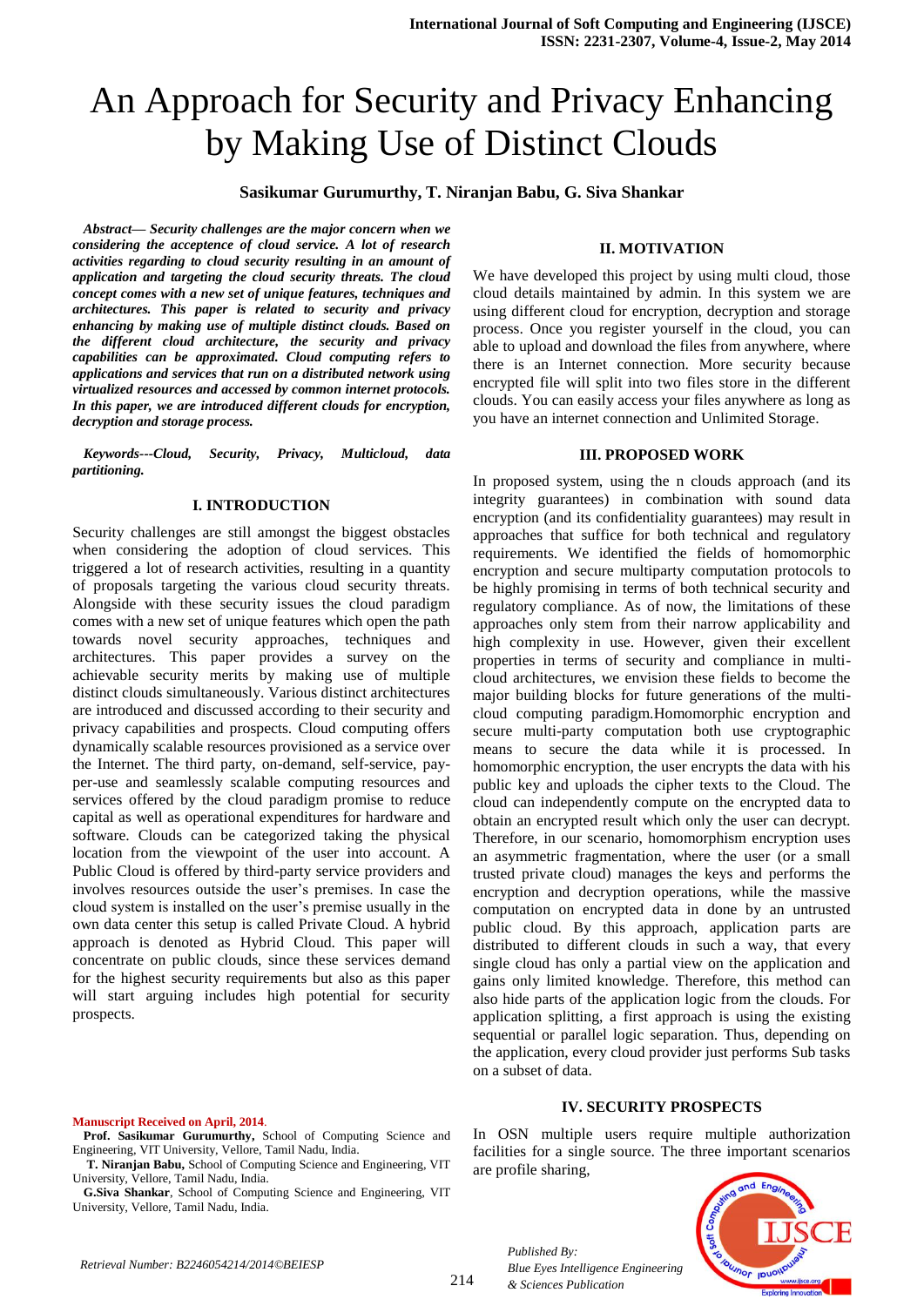# An Approach for Security and Privacy Enhancing by Making Use of Distinct Clouds

**Sasikumar Gurumurthy, T. Niranjan Babu, G. Siva Shankar**

***Abstract— Security challenges are the major concern when we considering the acceptence of cloud service. A lot of research activities regarding to cloud security resulting in an amount of application and targeting the cloud security threats. The cloud concept comes with a new set of unique features, techniques and architectures. This paper is related to security and privacy enhancing by making use of multiple distinct clouds. Based on the different cloud architecture, the security and privacy capabilities can be approximated. Cloud computing refers to applications and services that run on a distributed network using virtualized resources and accessed by common internet protocols. In this paper, we are introduced different clouds for encryption, decryption and storage process.***

***Keywords---Cloud, Security, Privacy, Multicloud, data partitioning.***

## I. INTRODUCTION

Security challenges are still amongst the biggest obstacles when considering the adoption of cloud services. This triggered a lot of research activities, resulting in a quantity of proposals targeting the various cloud security threats. Alongside with these security issues the cloud paradigm comes with a new set of unique features which open the path towards novel security approaches, techniques and architectures. This paper provides a survey on the achievable security merits by making use of multiple distinct clouds simultaneously. Various distinct architectures are introduced and discussed according to their security and privacy capabilities and prospects. Cloud computing offers dynamically scalable resources provisioned as a service over the Internet. The third party, on-demand, self-service, pay-per-use and seamlessly scalable computing resources and services offered by the cloud paradigm promise to reduce capital as well as operational expenditures for hardware and software. Clouds can be categorized taking the physical location from the viewpoint of the user into account. A Public Cloud is offered by third-party service providers and involves resources outside the user's premises. In case the cloud system is installed on the user's premise usually in the own data center this setup is called Private Cloud. A hybrid approach is denoted as Hybrid Cloud. This paper will concentrate on public clouds, since these services demand for the highest security requirements but also as this paper will start arguing includes high potential for security prospects.

## II. MOTIVATION

We have developed this project by using multi cloud, those cloud details maintained by admin. In this system we are using different cloud for encryption, decryption and storage process. Once you register yourself in the cloud, you can able to upload and download the files from anywhere, where there is an Internet connection. More security because encrypted file will split into two files store in the different clouds. You can easily access your files anywhere as long as you have an internet connection and Unlimited Storage.

## III. PROPOSED WORK

In proposed system, using the n clouds approach (and its integrity guarantees) in combination with sound data encryption (and its confidentiality guarantees) may result in approaches that suffice for both technical and regulatory requirements. We identified the fields of homomorphic encryption and secure multiparty computation protocols to be highly promising in terms of both technical security and regulatory compliance. As of now, the limitations of these approaches only stem from their narrow applicability and high complexity in use. However, given their excellent properties in terms of security and compliance in multi-cloud architectures, we envision these fields to become the major building blocks for future generations of the multi-cloud computing paradigm.Homomorphic encryption and secure multi-party computation both use cryptographic means to secure the data while it is processed. In homomorphic encryption, the user encrypts the data with his public key and uploads the cipher texts to the Cloud. The cloud can independently compute on the encrypted data to obtain an encrypted result which only the user can decrypt. Therefore, in our scenario, homomorphism encryption uses an asymmetric fragmentation, where the user (or a small trusted private cloud) manages the keys and performs the encryption and decryption operations, while the massive computation on encrypted data in done by an untrusted public cloud. By this approach, application parts are distributed to different clouds in such a way, that every single cloud has only a partial view on the application and gains only limited knowledge. Therefore, this method can also hide parts of the application logic from the clouds. For application splitting, a first approach is using the existing sequential or parallel logic separation. Thus, depending on the application, every cloud provider just performs Sub tasks on a subset of data.

## IV. SECURITY PROSPECTS

In OSN multiple users require multiple authorization facilities for a single source. The three important scenarios are profile sharing,

---

**Manuscript Received on April, 2014.**

**Prof. Sasikumar Gurumurthy,** School of Computing Science and Engineering, VIT University, Vellore, Tamil Nadu, India.

**T. Niranjan Babu,** School of Computing Science and Engineering, VIT University, Vellore, Tamil Nadu, India.

**G.Siva Shankar**, School of Computing Science and Engineering, VIT University, Vellore, Tamil Nadu, India.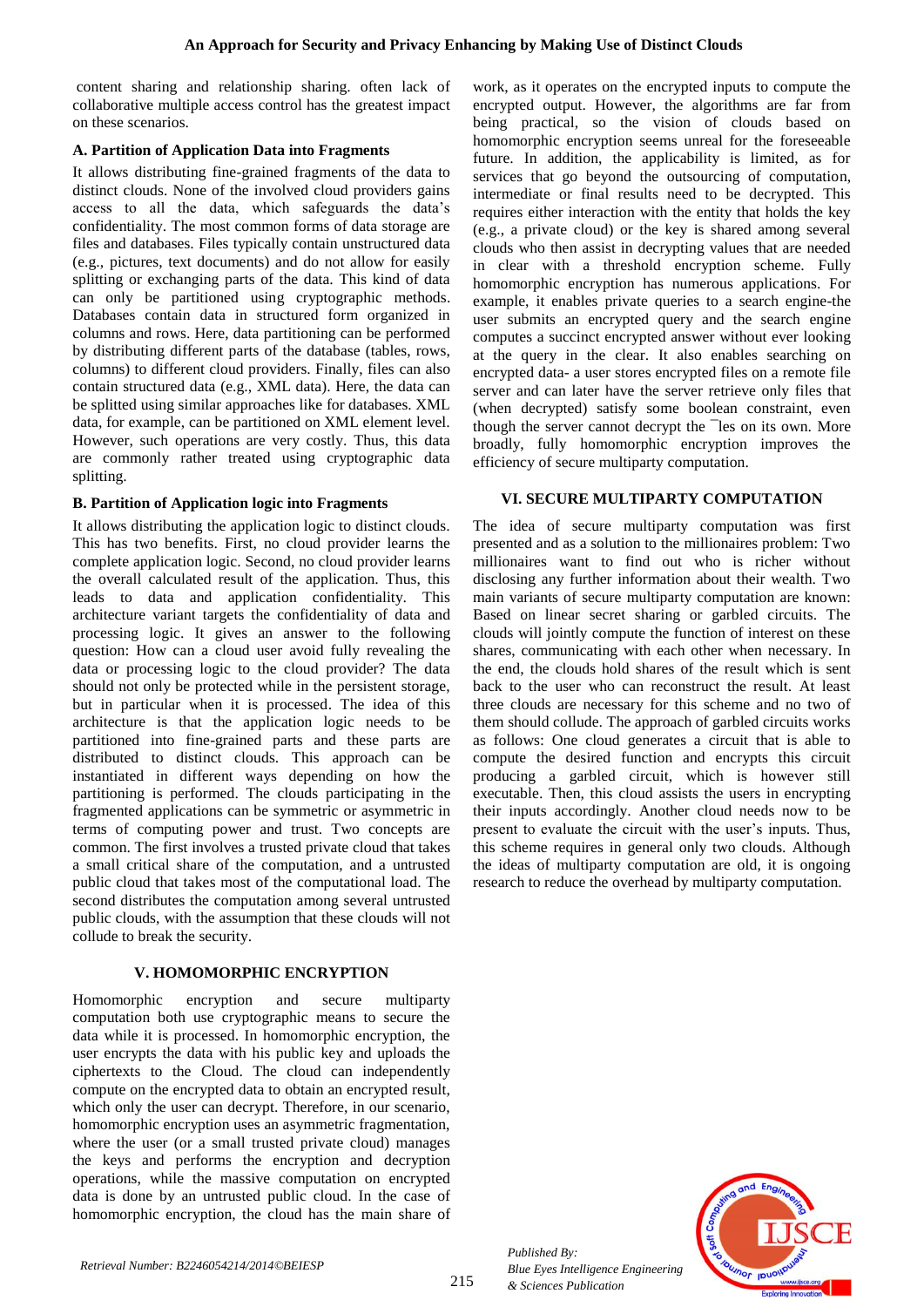content sharing and relationship sharing. often lack of collaborative multiple access control has the greatest impact on these scenarios.

### A. Partition of Application Data into Fragments

It allows distributing fine-grained fragments of the data to distinct clouds. None of the involved cloud providers gains access to all the data, which safeguards the data's confidentiality. The most common forms of data storage are files and databases. Files typically contain unstructured data (e.g., pictures, text documents) and do not allow for easily splitting or exchanging parts of the data. This kind of data can only be partitioned using cryptographic methods. Databases contain data in structured form organized in columns and rows. Here, data partitioning can be performed by distributing different parts of the database (tables, rows, columns) to different cloud providers. Finally, files can also contain structured data (e.g., XML data). Here, the data can be splitted using similar approaches like for databases. XML data, for example, can be partitioned on XML element level. However, such operations are very costly. Thus, this data are commonly rather treated using cryptographic data splitting.

### B. Partition of Application logic into Fragments

It allows distributing the application logic to distinct clouds. This has two benefits. First, no cloud provider learns the complete application logic. Second, no cloud provider learns the overall calculated result of the application. Thus, this leads to data and application confidentiality. This architecture variant targets the confidentiality of data and processing logic. It gives an answer to the following question: How can a cloud user avoid fully revealing the data or processing logic to the cloud provider? The data should not only be protected while in the persistent storage, but in particular when it is processed. The idea of this architecture is that the application logic needs to be partitioned into fine-grained parts and these parts are distributed to distinct clouds. This approach can be instantiated in different ways depending on how the partitioning is performed. The clouds participating in the fragmented applications can be symmetric or asymmetric in terms of computing power and trust. Two concepts are common. The first involves a trusted private cloud that takes a small critical share of the computation, and a untrusted public cloud that takes most of the computational load. The second distributes the computation among several untrusted public clouds, with the assumption that these clouds will not collude to break the security.

## V. HOMOMORPHIC ENCRYPTION

Homomorphic encryption and secure multiparty computation both use cryptographic means to secure the data while it is processed. In homomorphic encryption, the user encrypts the data with his public key and uploads the ciphertexts to the Cloud. The cloud can independently compute on the encrypted data to obtain an encrypted result, which only the user can decrypt. Therefore, in our scenario, homomorphic encryption uses an asymmetric fragmentation, where the user (or a small trusted private cloud) manages the keys and performs the encryption and decryption operations, while the massive computation on encrypted data is done by an untrusted public cloud. In the case of homomorphic encryption, the cloud has the main share of work, as it operates on the encrypted inputs to compute the encrypted output. However, the algorithms are far from being practical, so the vision of clouds based on homomorphic encryption seems unreal for the foreseeable future. In addition, the applicability is limited, as for services that go beyond the outsourcing of computation, intermediate or final results need to be decrypted. This requires either interaction with the entity that holds the key (e.g., a private cloud) or the key is shared among several clouds who then assist in decrypting values that are needed in clear with a threshold encryption scheme. Fully homomorphic encryption has numerous applications. For example, it enables private queries to a search engine-the user submits an encrypted query and the search engine computes a succinct encrypted answer without ever looking at the query in the clear. It also enables searching on encrypted data- a user stores encrypted files on a remote file server and can later have the server retrieve only files that (when decrypted) satisfy some boolean constraint, even though the server cannot decrypt the ¯les on its own. More broadly, fully homomorphic encryption improves the efficiency of secure multiparty computation.

## VI. SECURE MULTIPARTY COMPUTATION

The idea of secure multiparty computation was first presented and as a solution to the millionaires problem: Two millionaires want to find out who is richer without disclosing any further information about their wealth. Two main variants of secure multiparty computation are known: Based on linear secret sharing or garbled circuits. The clouds will jointly compute the function of interest on these shares, communicating with each other when necessary. In the end, the clouds hold shares of the result which is sent back to the user who can reconstruct the result. At least three clouds are necessary for this scheme and no two of them should collude. The approach of garbled circuits works as follows: One cloud generates a circuit that is able to compute the desired function and encrypts this circuit producing a garbled circuit, which is however still executable. Then, this cloud assists the users in encrypting their inputs accordingly. Another cloud needs now to be present to evaluate the circuit with the user's inputs. Thus, this scheme requires in general only two clouds. Although the ideas of multiparty computation are old, it is ongoing research to reduce the overhead by multiparty computation.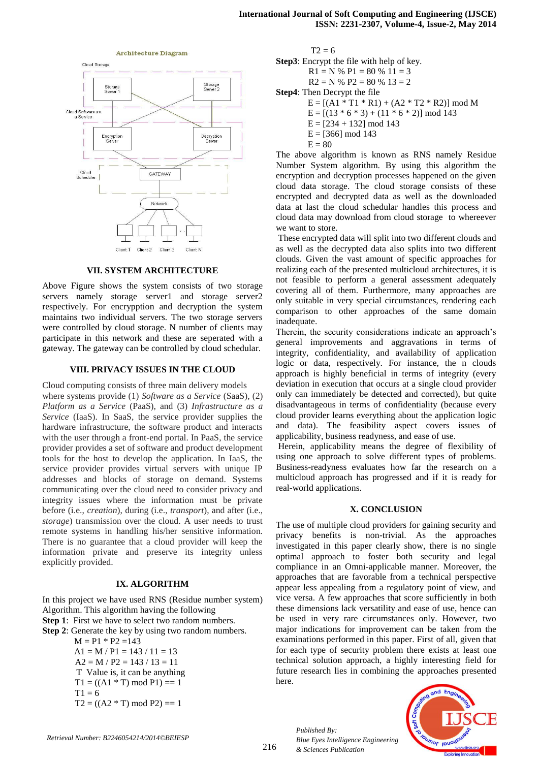Architecture Diagram

Cloud Storage

Storage Server 1

Storage Server 2

Cloud Software as a Service

Encryption Server

Decryption Server

Cloud Scheduler

GATEWAY

Network

Client 1 Client 2 Client 3 Client N

## VII. SYSTEM ARCHITECTURE

Above Figure shows the system consists of two storage servers namely storage server1 and storage server2 respectively. For encrypption and decryption the system maintains two individual servers. The two storage servers were controlled by cloud storage. N number of clients may participate in this network and these are seperated with a gateway. The gateway can be controlled by cloud schedular.

## VIII. PRIVACY ISSUES IN THE CLOUD

Cloud computing consists of three main delivery models where systems provide (1) *Software as a Service* (SaaS), (2) *Platform as a Service* (PaaS), and (3) *Infrastructure as a Service* (IaaS). In SaaS, the service provider supplies the hardware infrastructure, the software product and interacts with the user through a front-end portal. In PaaS, the service provider provides a set of software and product development tools for the host to develop the application. In IaaS, the service provider provides virtual servers with unique IP addresses and blocks of storage on demand. Systems communicating over the cloud need to consider privacy and integrity issues where the information must be private before (i.e., *creation*), during (i.e., *transport*), and after (i.e., *storage*) transmission over the cloud. A user needs to trust remote systems in handling his/her sensitive information. There is no guarantee that a cloud provider will keep the information private and preserve its integrity unless explicitly provided.

## IX. ALGORITHM

In this project we have used RNS (Residue number system) Algorithm. This algorithm having the following

**Step 1**: First we have to select two random numbers.

**Step 2**: Generate the key by using two random numbers.

$M = P1 * P2 = 143$

$A1 = M / P1 = 143 / 11 = 13$

$A2 = M / P2 = 143 / 13 = 11$

T Value is, it can be anything

$T1 = ((A1 * T) \bmod P1) == 1$

$T1 = 6$

$T2 = ((A2 * T) \bmod P2) == 1$

$T2 = 6$

**Step3**: Encrypt the file with help of key.

$R1 = N \% P1 = 80 \% 11 = 3$

$R2 = N \% P2 = 80 \% 13 = 2$

**Step4**: Then Decrypt the file

$E = [(A1 * T1 * R1) + (A2 * T2 * R2)] \bmod M$

$E = [(13 * 6 * 3) + (11 * 6 * 2)] \bmod 143$

$E = [234 + 132] \bmod 143$

$E = [366] \bmod 143$

$E = 80$

The above algorithm is known as RNS namely Residue Number System algorithm. By using this algorithm the encryption and decryption processes happened on the given cloud data storage. The cloud storage consists of these encrypted and decrypted data as well as the downloaded data at last the cloud schedular handles this process and cloud data may download from cloud storage to whereever we want to store.

These encrypted data will split into two different clouds and as well as the decrypted data also splits into two different clouds. Given the vast amount of specific approaches for realizing each of the presented multicloud architectures, it is not feasible to perform a general assessment adequately covering all of them. Furthermore, many approaches are only suitable in very special circumstances, rendering each comparison to other approaches of the same domain inadequate.

Therein, the security considerations indicate an approach's general improvements and aggravations in terms of integrity, confidentiality, and availability of application logic or data, respectively. For instance, the n clouds approach is highly beneficial in terms of integrity (every deviation in execution that occurs at a single cloud provider only can immediately be detected and corrected), but quite disadvantageous in terms of confidentiality (because every cloud provider learns everything about the application logic and data). The feasibility aspect covers issues of applicability, business readyness, and ease of use.

Herein, applicability means the degree of flexibility of using one approach to solve different types of problems. Business-readyness evaluates how far the research on a multicloud approach has progressed and if it is ready for real-world applications.

## X. CONCLUSION

The use of multiple cloud providers for gaining security and privacy benefits is non-trivial. As the approaches investigated in this paper clearly show, there is no single optimal approach to foster both security and legal compliance in an Omni-applicable manner. Moreover, the approaches that are favorable from a technical perspective appear less appealing from a regulatory point of view, and vice versa. A few approaches that score sufficiently in both these dimensions lack versatility and ease of use, hence can be used in very rare circumstances only. However, two major indications for improvement can be taken from the examinations performed in this paper. First of all, given that for each type of security problem there exists at least one technical solution approach, a highly interesting field for future research lies in combining the approaches presented here.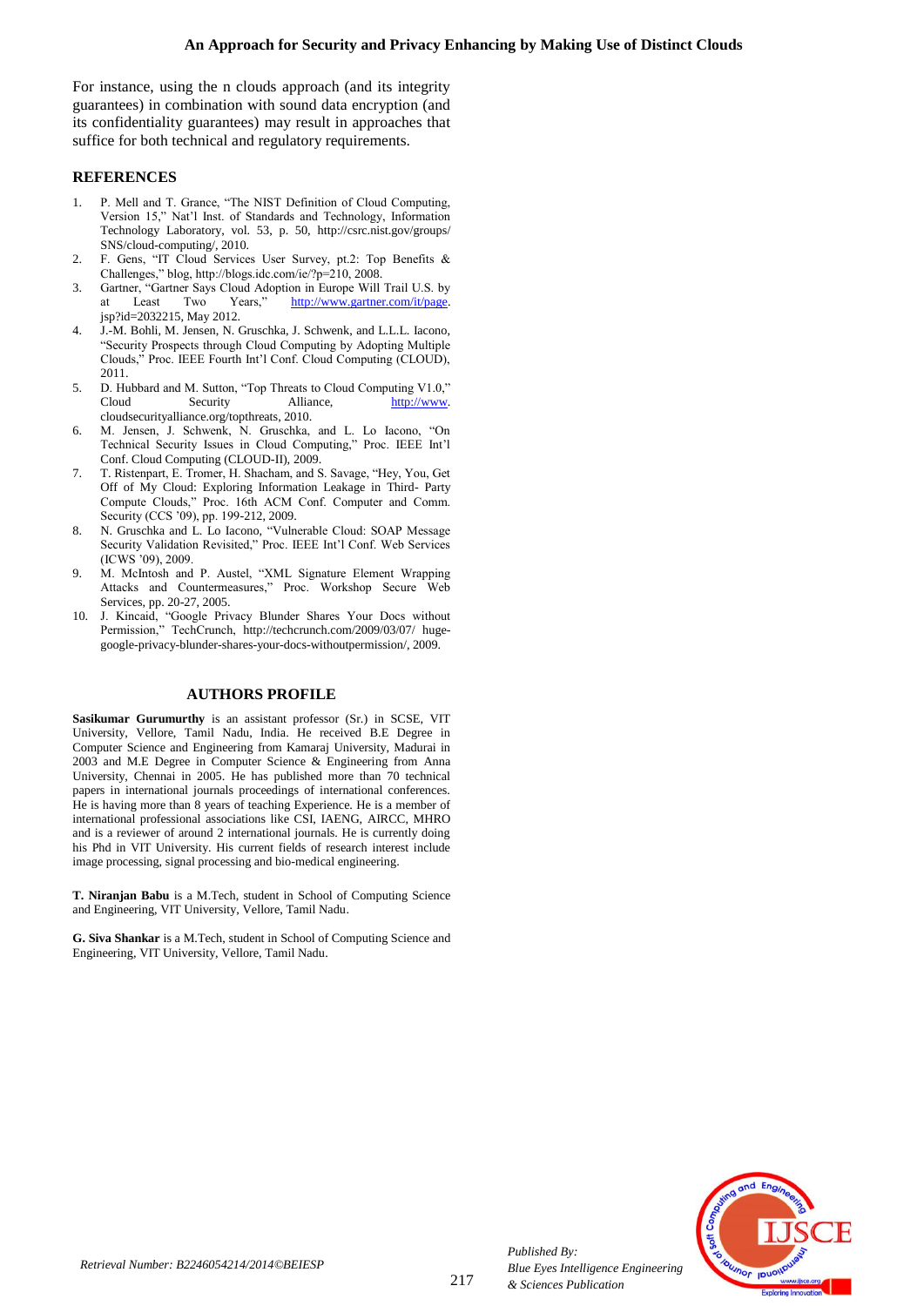For instance, using the n clouds approach (and its integrity guarantees) in combination with sound data encryption (and its confidentiality guarantees) may result in approaches that suffice for both technical and regulatory requirements.

## REFERENCES

1. P. Mell and T. Grance, "The NIST Definition of Cloud Computing, Version 15," Nat'l Inst. of Standards and Technology, Information Technology Laboratory, vol. 53, p. 50, http://csrc.nist.gov/groups/SNS/cloud-computing/, 2010.
2. F. Gens, "IT Cloud Services User Survey, pt.2: Top Benefits & Challenges," blog, http://blogs.idc.com/ie/?p=210, 2008.
3. Gartner, "Gartner Says Cloud Adoption in Europe Will Trail U.S. by at Least Two Years," http://www.gartner.com/it/page.jsp?id=2032215, May 2012.
4. J.-M. Bohli, M. Jensen, N. Gruschka, J. Schwenk, and L.L.L. Iacono, "Security Prospects through Cloud Computing by Adopting Multiple Clouds," Proc. IEEE Fourth Int'l Conf. Cloud Computing (CLOUD), 2011.
5. D. Hubbard and M. Sutton, "Top Threats to Cloud Computing V1.0," Cloud Security Alliance, http://www.cloudsecurityalliance.org/topthreats, 2010.
6. M. Jensen, J. Schwenk, N. Gruschka, and L. Lo Iacono, "On Technical Security Issues in Cloud Computing," Proc. IEEE Int'l Conf. Cloud Computing (CLOUD-II), 2009.
7. T. Ristenpart, E. Tromer, H. Shacham, and S. Savage, "Hey, You, Get Off of My Cloud: Exploring Information Leakage in Third- Party Compute Clouds," Proc. 16th ACM Conf. Computer and Comm. Security (CCS '09), pp. 199-212, 2009.
8. N. Gruschka and L. Lo Iacono, "Vulnerable Cloud: SOAP Message Security Validation Revisited," Proc. IEEE Int'l Conf. Web Services (ICWS '09), 2009.
9. M. McIntosh and P. Austel, "XML Signature Element Wrapping Attacks and Countermeasures," Proc. Workshop Secure Web Services, pp. 20-27, 2005.
10. J. Kincaid, "Google Privacy Blunder Shares Your Docs without Permission," TechCrunch, http://techcrunch.com/2009/03/07/ huge-google-privacy-blunder-shares-your-docs-withoutpermission/, 2009.

## AUTHORS PROFILE

**Sasikumar Gurumurthy** is an assistant professor (Sr.) in SCSE, VIT University, Vellore, Tamil Nadu, India. He received B.E Degree in Computer Science and Engineering from Kamaraj University, Madurai in 2003 and M.E Degree in Computer Science & Engineering from Anna University, Chennai in 2005. He has published more than 70 technical papers in international journals proceedings of international conferences. He is having more than 8 years of teaching Experience. He is a member of international professional associations like CSI, IAENG, AIRCC, MHRO and is a reviewer of around 2 international journals. He is currently doing his Phd in VIT University. His current fields of research interest include image processing, signal processing and bio-medical engineering.

**T. Niranjan Babu** is a M.Tech, student in School of Computing Science and Engineering, VIT University, Vellore, Tamil Nadu.

**G. Siva Shankar** is a M.Tech, student in School of Computing Science and Engineering, VIT University, Vellore, Tamil Nadu.